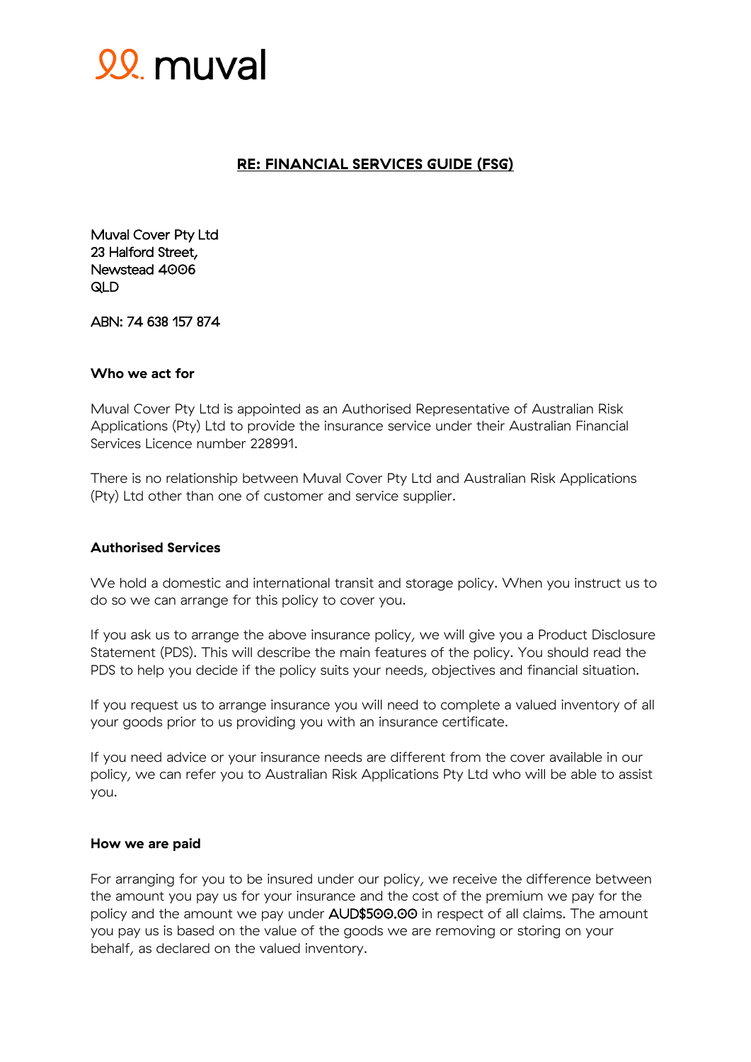muval

## RE: FINANCIAL SERVICES GUIDE (FSG)

Muval Cover Pty Ltd  
23 Halford Street,  
Newstead 4006  
QLD

ABN: 74 638 157 874

**Who we act for**

Muval Cover Pty Ltd is appointed as an Authorised Representative of Australian Risk Applications (Pty) Ltd to provide the insurance service under their Australian Financial Services Licence number 228991.

There is no relationship between Muval Cover Pty Ltd and Australian Risk Applications (Pty) Ltd other than one of customer and service supplier.

**Authorised Services**

We hold a domestic and international transit and storage policy. When you instruct us to do so we can arrange for this policy to cover you.

If you ask us to arrange the above insurance policy, we will give you a Product Disclosure Statement (PDS). This will describe the main features of the policy. You should read the PDS to help you decide if the policy suits your needs, objectives and financial situation.

If you request us to arrange insurance you will need to complete a valued inventory of all your goods prior to us providing you with an insurance certificate.

If you need advice or your insurance needs are different from the cover available in our policy, we can refer you to Australian Risk Applications Pty Ltd who will be able to assist you.

**How we are paid**

For arranging for you to be insured under our policy, we receive the difference between the amount you pay us for your insurance and the cost of the premium we pay for the policy and the amount we pay under AUD$500.00 in respect of all claims. The amount you pay us is based on the value of the goods we are removing or storing on your behalf, as declared on the valued inventory.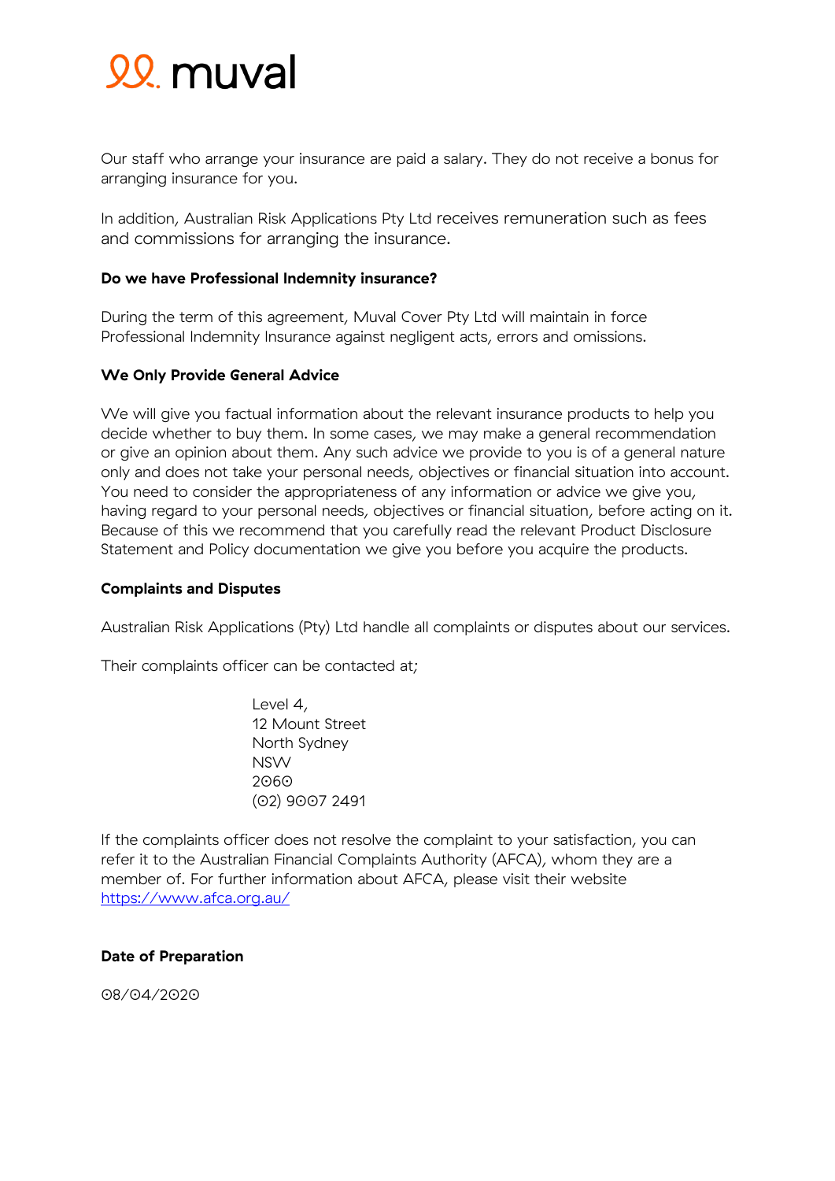Our staff who arrange your insurance are paid a salary. They do not receive a bonus for arranging insurance for you.

In addition, Australian Risk Applications Pty Ltd receives remuneration such as fees and commissions for arranging the insurance.

**Do we have Professional Indemnity insurance?**

During the term of this agreement, Muval Cover Pty Ltd will maintain in force Professional Indemnity Insurance against negligent acts, errors and omissions.

**We Only Provide General Advice**

We will give you factual information about the relevant insurance products to help you decide whether to buy them. In some cases, we may make a general recommendation or give an opinion about them. Any such advice we provide to you is of a general nature only and does not take your personal needs, objectives or financial situation into account. You need to consider the appropriateness of any information or advice we give you, having regard to your personal needs, objectives or financial situation, before acting on it. Because of this we recommend that you carefully read the relevant Product Disclosure Statement and Policy documentation we give you before you acquire the products.

**Complaints and Disputes**

Australian Risk Applications (Pty) Ltd handle all complaints or disputes about our services.

Their complaints officer can be contacted at;

Level 4,
12 Mount Street
North Sydney
NSW
2060
(02) 9007 2491

If the complaints officer does not resolve the complaint to your satisfaction, you can refer it to the Australian Financial Complaints Authority (AFCA), whom they are a member of. For further information about AFCA, please visit their website https://www.afca.org.au/

**Date of Preparation**

08/04/2020